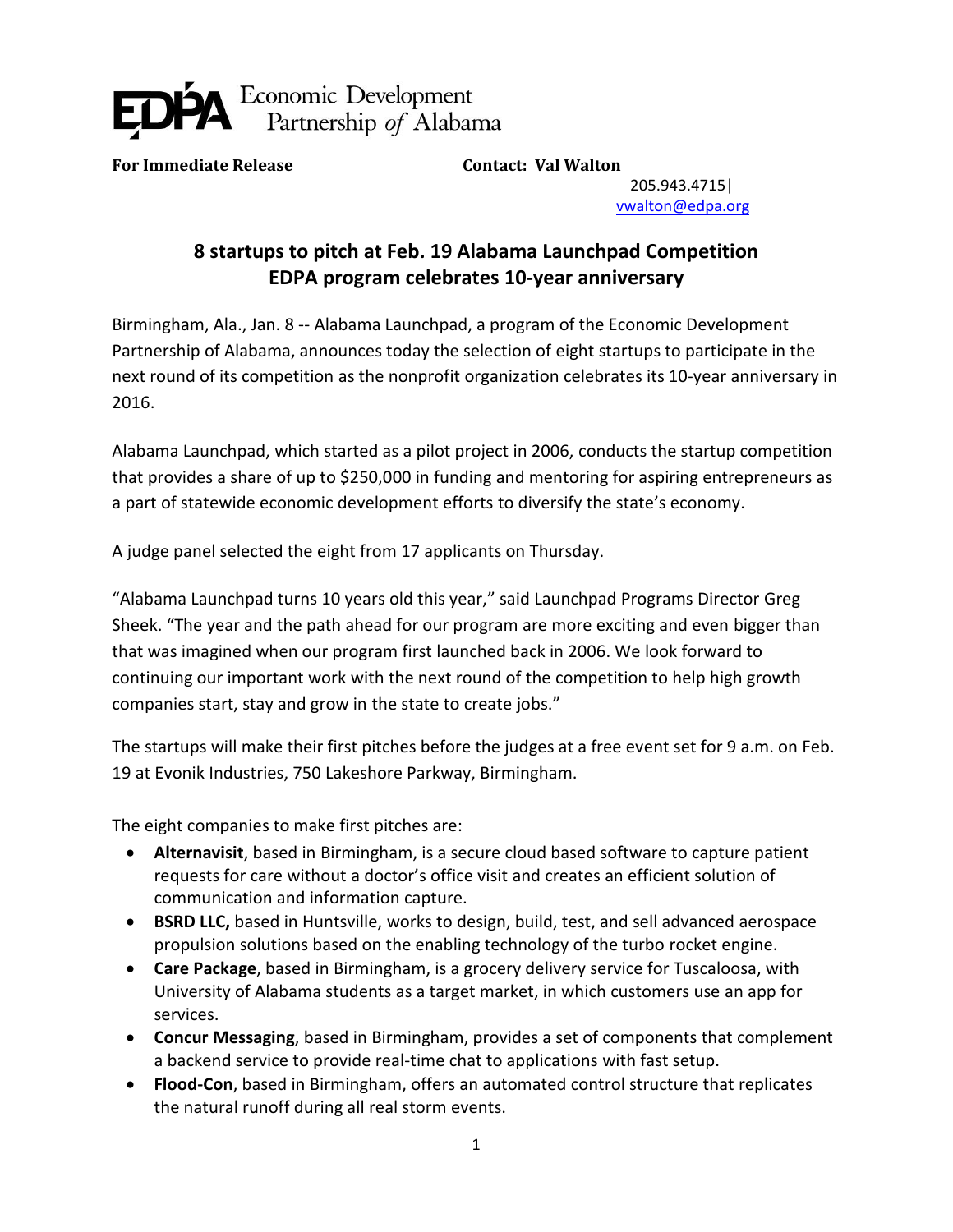EDPA Economic Development Partnership *of* Alabama

**For Immediate Release**

**Contact: Val Walton**
205.943.4715|
vwalton@edpa.org

## 8 startups to pitch at Feb. 19 Alabama Launchpad Competition
## EDPA program celebrates 10-year anniversary

Birmingham, Ala., Jan. 8 -- Alabama Launchpad, a program of the Economic Development Partnership of Alabama, announces today the selection of eight startups to participate in the next round of its competition as the nonprofit organization celebrates its 10-year anniversary in 2016.

Alabama Launchpad, which started as a pilot project in 2006, conducts the startup competition that provides a share of up to $250,000 in funding and mentoring for aspiring entrepreneurs as a part of statewide economic development efforts to diversify the state's economy.

A judge panel selected the eight from 17 applicants on Thursday.

"Alabama Launchpad turns 10 years old this year," said Launchpad Programs Director Greg Sheek. "The year and the path ahead for our program are more exciting and even bigger than that was imagined when our program first launched back in 2006. We look forward to continuing our important work with the next round of the competition to help high growth companies start, stay and grow in the state to create jobs."

The startups will make their first pitches before the judges at a free event set for 9 a.m. on Feb. 19 at Evonik Industries, 750 Lakeshore Parkway, Birmingham.

The eight companies to make first pitches are:

- **Alternavisit**, based in Birmingham, is a secure cloud based software to capture patient requests for care without a doctor's office visit and creates an efficient solution of communication and information capture.
- **BSRD LLC,** based in Huntsville, works to design, build, test, and sell advanced aerospace propulsion solutions based on the enabling technology of the turbo rocket engine.
- **Care Package**, based in Birmingham, is a grocery delivery service for Tuscaloosa, with University of Alabama students as a target market, in which customers use an app for services.
- **Concur Messaging**, based in Birmingham, provides a set of components that complement a backend service to provide real-time chat to applications with fast setup.
- **Flood-Con**, based in Birmingham, offers an automated control structure that replicates the natural runoff during all real storm events.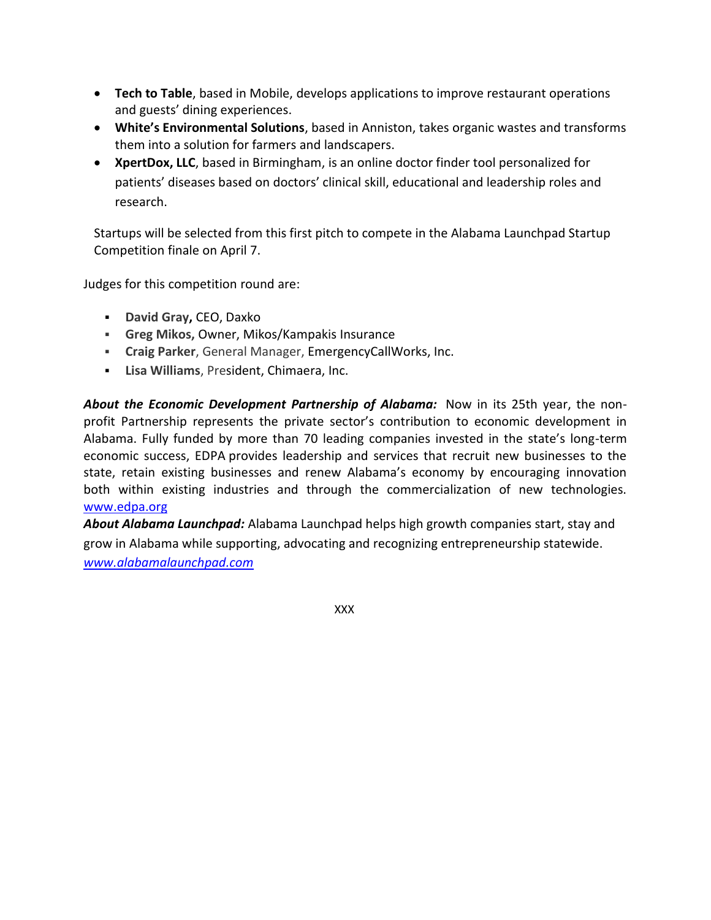- **Tech to Table**, based in Mobile, develops applications to improve restaurant operations and guests' dining experiences.
- **White's Environmental Solutions**, based in Anniston, takes organic wastes and transforms them into a solution for farmers and landscapers.
- **XpertDox, LLC**, based in Birmingham, is an online doctor finder tool personalized for patients' diseases based on doctors' clinical skill, educational and leadership roles and research.

Startups will be selected from this first pitch to compete in the Alabama Launchpad Startup Competition finale on April 7.

Judges for this competition round are:

- **David Gray,** CEO, Daxko
- **Greg Mikos,** Owner, Mikos/Kampakis Insurance
- **Craig Parker**, General Manager, EmergencyCallWorks, Inc.
- **Lisa Williams**, President, Chimaera, Inc.

***About the Economic Development Partnership of Alabama:*** Now in its 25th year, the non-profit Partnership represents the private sector's contribution to economic development in Alabama. Fully funded by more than 70 leading companies invested in the state's long-term economic success, EDPA provides leadership and services that recruit new businesses to the state, retain existing businesses and renew Alabama's economy by encouraging innovation both within existing industries and through the commercialization of new technologies. www.edpa.org

***About Alabama Launchpad:*** Alabama Launchpad helps high growth companies start, stay and grow in Alabama while supporting, advocating and recognizing entrepreneurship statewide. *www.alabamalaunchpad.com*

XXX